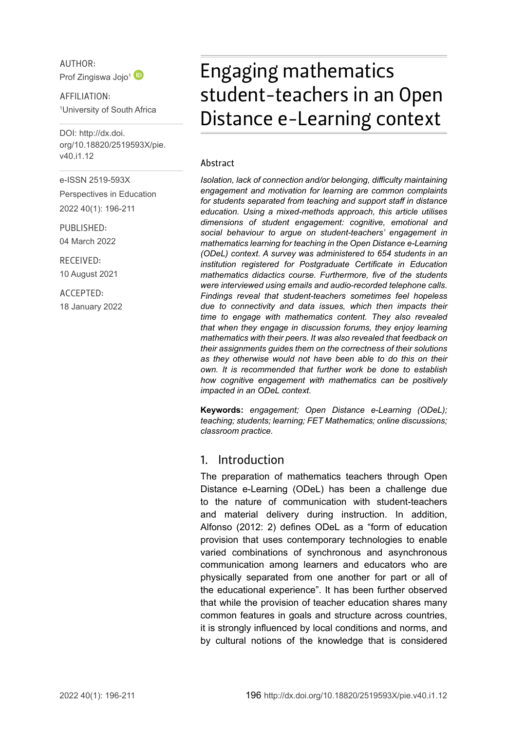AUTHOR:
Prof Zingiswa Jojo[1]

AFFILIATION:
[1]University of South Africa

DOI: http://dx.doi.org/10.18820/2519593X/pie.v40.i1.12

e-ISSN 2519-593X

Perspectives in Education

2022 40(1): 196-211

PUBLISHED:
04 March 2022

RECEIVED:
10 August 2021

ACCEPTED:
18 January 2022

# Engaging mathematics student-teachers in an Open Distance e-Learning context

## Abstract

*Isolation, lack of connection and/or belonging, difficulty maintaining engagement and motivation for learning are common complaints for students separated from teaching and support staff in distance education. Using a mixed-methods approach, this article utilises dimensions of student engagement: cognitive, emotional and social behaviour to argue on student-teachers' engagement in mathematics learning for teaching in the Open Distance e-Learning (ODeL) context. A survey was administered to 654 students in an institution registered for Postgraduate Certificate in Education mathematics didactics course. Furthermore, five of the students were interviewed using emails and audio-recorded telephone calls. Findings reveal that student-teachers sometimes feel hopeless due to connectivity and data issues, which then impacts their time to engage with mathematics content. They also revealed that when they engage in discussion forums, they enjoy learning mathematics with their peers. It was also revealed that feedback on their assignments guides them on the correctness of their solutions as they otherwise would not have been able to do this on their own. It is recommended that further work be done to establish how cognitive engagement with mathematics can be positively impacted in an ODeL context.*

**Keywords:** *engagement; Open Distance e-Learning (ODeL); teaching; students; learning; FET Mathematics; online discussions; classroom practice.*

## 1. Introduction

The preparation of mathematics teachers through Open Distance e-Learning (ODeL) has been a challenge due to the nature of communication with student-teachers and material delivery during instruction. In addition, Alfonso (2012: 2) defines ODeL as a "form of education provision that uses contemporary technologies to enable varied combinations of synchronous and asynchronous communication among learners and educators who are physically separated from one another for part or all of the educational experience". It has been further observed that while the provision of teacher education shares many common features in goals and structure across countries, it is strongly influenced by local conditions and norms, and by cultural notions of the knowledge that is considered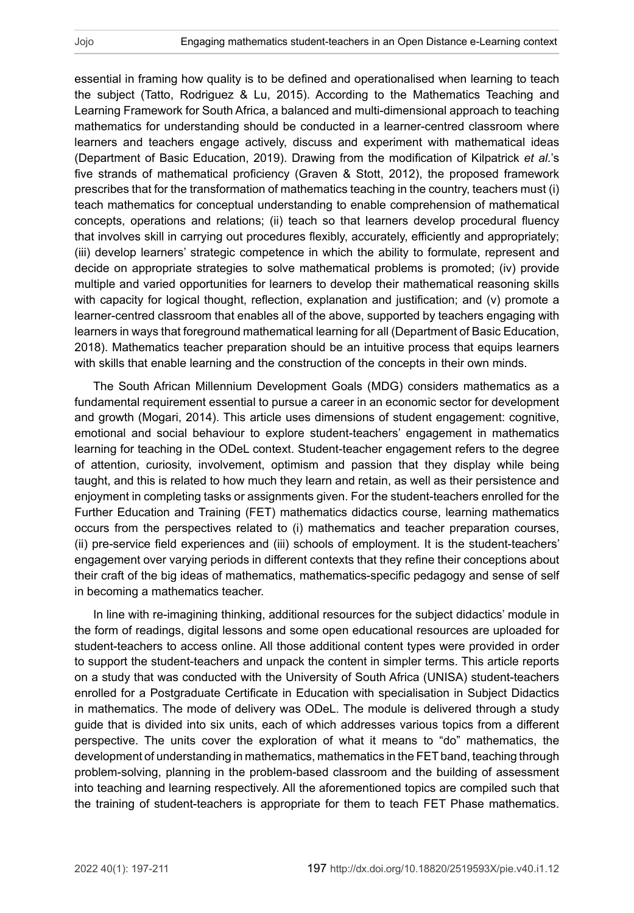essential in framing how quality is to be defined and operationalised when learning to teach the subject (Tatto, Rodriguez & Lu, 2015). According to the Mathematics Teaching and Learning Framework for South Africa, a balanced and multi-dimensional approach to teaching mathematics for understanding should be conducted in a learner-centred classroom where learners and teachers engage actively, discuss and experiment with mathematical ideas (Department of Basic Education, 2019). Drawing from the modification of Kilpatrick *et al.*'s five strands of mathematical proficiency (Graven & Stott, 2012), the proposed framework prescribes that for the transformation of mathematics teaching in the country, teachers must (i) teach mathematics for conceptual understanding to enable comprehension of mathematical concepts, operations and relations; (ii) teach so that learners develop procedural fluency that involves skill in carrying out procedures flexibly, accurately, efficiently and appropriately; (iii) develop learners' strategic competence in which the ability to formulate, represent and decide on appropriate strategies to solve mathematical problems is promoted; (iv) provide multiple and varied opportunities for learners to develop their mathematical reasoning skills with capacity for logical thought, reflection, explanation and justification; and (v) promote a learner-centred classroom that enables all of the above, supported by teachers engaging with learners in ways that foreground mathematical learning for all (Department of Basic Education, 2018). Mathematics teacher preparation should be an intuitive process that equips learners with skills that enable learning and the construction of the concepts in their own minds.

The South African Millennium Development Goals (MDG) considers mathematics as a fundamental requirement essential to pursue a career in an economic sector for development and growth (Mogari, 2014). This article uses dimensions of student engagement: cognitive, emotional and social behaviour to explore student-teachers' engagement in mathematics learning for teaching in the ODeL context. Student-teacher engagement refers to the degree of attention, curiosity, involvement, optimism and passion that they display while being taught, and this is related to how much they learn and retain, as well as their persistence and enjoyment in completing tasks or assignments given. For the student-teachers enrolled for the Further Education and Training (FET) mathematics didactics course, learning mathematics occurs from the perspectives related to (i) mathematics and teacher preparation courses, (ii) pre-service field experiences and (iii) schools of employment. It is the student-teachers' engagement over varying periods in different contexts that they refine their conceptions about their craft of the big ideas of mathematics, mathematics-specific pedagogy and sense of self in becoming a mathematics teacher.

In line with re-imagining thinking, additional resources for the subject didactics' module in the form of readings, digital lessons and some open educational resources are uploaded for student-teachers to access online. All those additional content types were provided in order to support the student-teachers and unpack the content in simpler terms. This article reports on a study that was conducted with the University of South Africa (UNISA) student-teachers enrolled for a Postgraduate Certificate in Education with specialisation in Subject Didactics in mathematics. The mode of delivery was ODeL. The module is delivered through a study guide that is divided into six units, each of which addresses various topics from a different perspective. The units cover the exploration of what it means to "do" mathematics, the development of understanding in mathematics, mathematics in the FET band, teaching through problem-solving, planning in the problem-based classroom and the building of assessment into teaching and learning respectively. All the aforementioned topics are compiled such that the training of student-teachers is appropriate for them to teach FET Phase mathematics.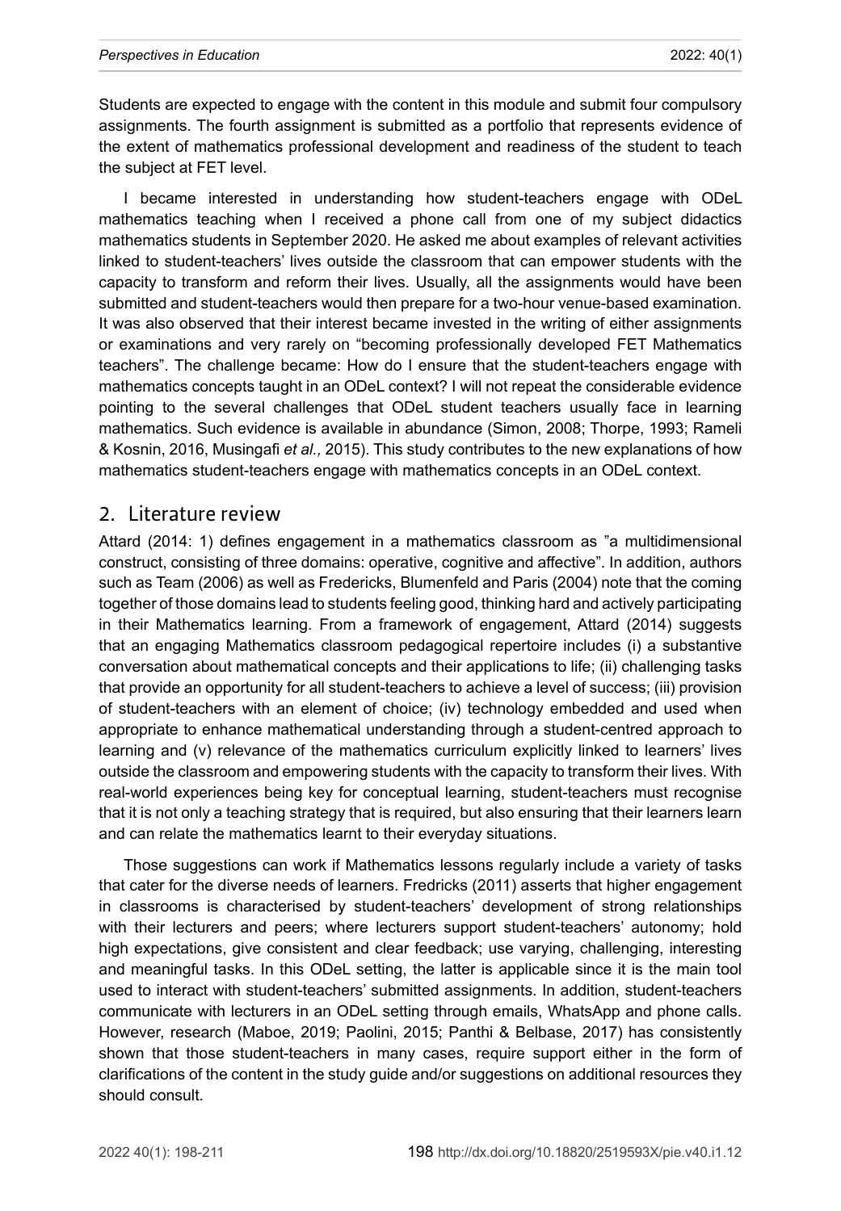Students are expected to engage with the content in this module and submit four compulsory assignments. The fourth assignment is submitted as a portfolio that represents evidence of the extent of mathematics professional development and readiness of the student to teach the subject at FET level.

I became interested in understanding how student-teachers engage with ODeL mathematics teaching when I received a phone call from one of my subject didactics mathematics students in September 2020. He asked me about examples of relevant activities linked to student-teachers' lives outside the classroom that can empower students with the capacity to transform and reform their lives. Usually, all the assignments would have been submitted and student-teachers would then prepare for a two-hour venue-based examination. It was also observed that their interest became invested in the writing of either assignments or examinations and very rarely on "becoming professionally developed FET Mathematics teachers". The challenge became: How do I ensure that the student-teachers engage with mathematics concepts taught in an ODeL context? I will not repeat the considerable evidence pointing to the several challenges that ODeL student teachers usually face in learning mathematics. Such evidence is available in abundance (Simon, 2008; Thorpe, 1993; Rameli & Kosnin, 2016, Musingafi *et al.,* 2015). This study contributes to the new explanations of how mathematics student-teachers engage with mathematics concepts in an ODeL context.

## 2. Literature review

Attard (2014: 1) defines engagement in a mathematics classroom as "a multidimensional construct, consisting of three domains: operative, cognitive and affective". In addition, authors such as Team (2006) as well as Fredericks, Blumenfeld and Paris (2004) note that the coming together of those domains lead to students feeling good, thinking hard and actively participating in their Mathematics learning. From a framework of engagement, Attard (2014) suggests that an engaging Mathematics classroom pedagogical repertoire includes (i) a substantive conversation about mathematical concepts and their applications to life; (ii) challenging tasks that provide an opportunity for all student-teachers to achieve a level of success; (iii) provision of student-teachers with an element of choice; (iv) technology embedded and used when appropriate to enhance mathematical understanding through a student-centred approach to learning and (v) relevance of the mathematics curriculum explicitly linked to learners' lives outside the classroom and empowering students with the capacity to transform their lives. With real-world experiences being key for conceptual learning, student-teachers must recognise that it is not only a teaching strategy that is required, but also ensuring that their learners learn and can relate the mathematics learnt to their everyday situations.

Those suggestions can work if Mathematics lessons regularly include a variety of tasks that cater for the diverse needs of learners. Fredricks (2011) asserts that higher engagement in classrooms is characterised by student-teachers' development of strong relationships with their lecturers and peers; where lecturers support student-teachers' autonomy; hold high expectations, give consistent and clear feedback; use varying, challenging, interesting and meaningful tasks. In this ODeL setting, the latter is applicable since it is the main tool used to interact with student-teachers' submitted assignments. In addition, student-teachers communicate with lecturers in an ODeL setting through emails, WhatsApp and phone calls. However, research (Maboe, 2019; Paolini, 2015; Panthi & Belbase, 2017) has consistently shown that those student-teachers in many cases, require support either in the form of clarifications of the content in the study guide and/or suggestions on additional resources they should consult.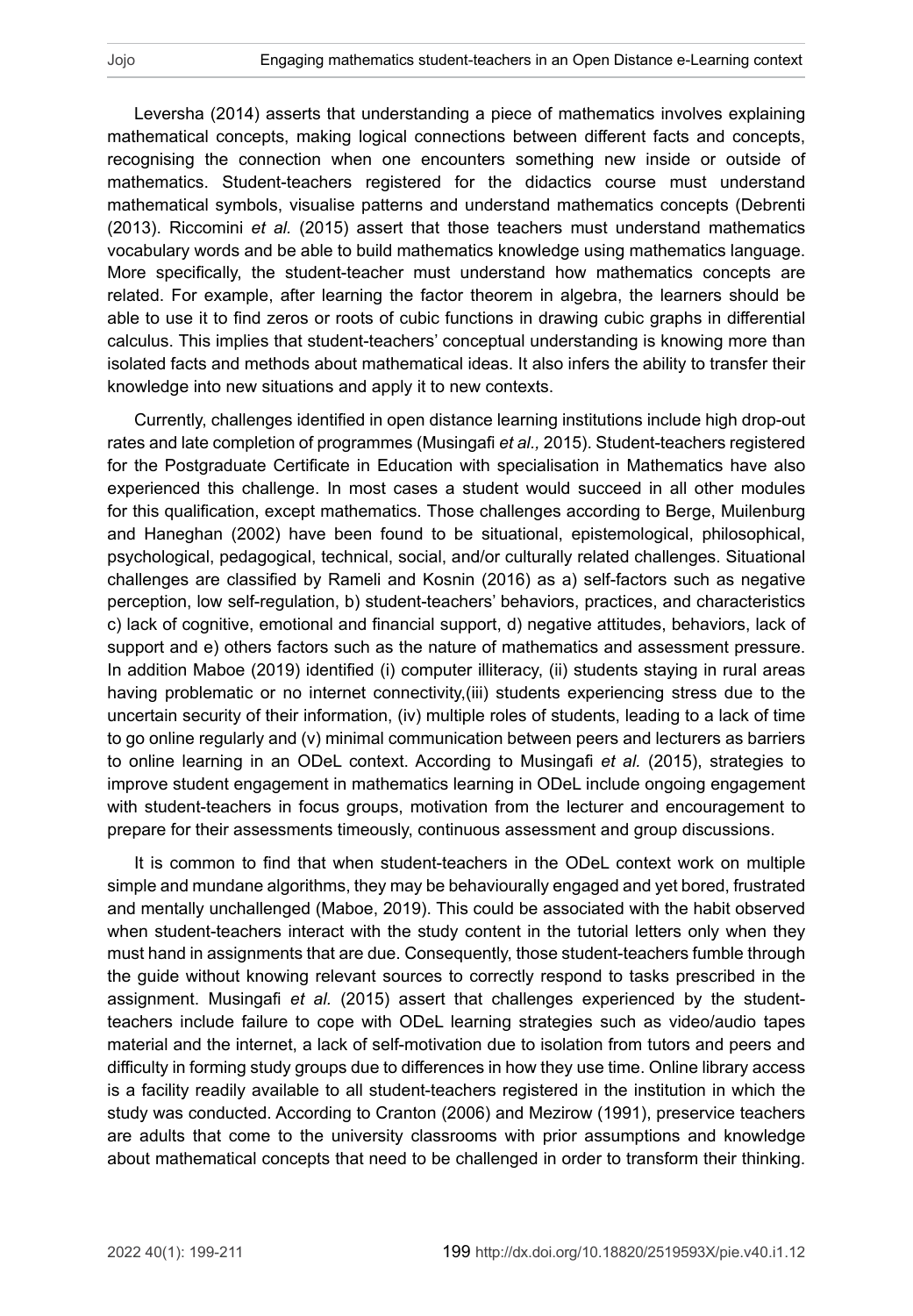Leversha (2014) asserts that understanding a piece of mathematics involves explaining mathematical concepts, making logical connections between different facts and concepts, recognising the connection when one encounters something new inside or outside of mathematics. Student-teachers registered for the didactics course must understand mathematical symbols, visualise patterns and understand mathematics concepts (Debrenti (2013). Riccomini *et al.* (2015) assert that those teachers must understand mathematics vocabulary words and be able to build mathematics knowledge using mathematics language. More specifically, the student-teacher must understand how mathematics concepts are related. For example, after learning the factor theorem in algebra, the learners should be able to use it to find zeros or roots of cubic functions in drawing cubic graphs in differential calculus. This implies that student-teachers' conceptual understanding is knowing more than isolated facts and methods about mathematical ideas. It also infers the ability to transfer their knowledge into new situations and apply it to new contexts.

Currently, challenges identified in open distance learning institutions include high drop-out rates and late completion of programmes (Musingafi *et al.,* 2015). Student-teachers registered for the Postgraduate Certificate in Education with specialisation in Mathematics have also experienced this challenge. In most cases a student would succeed in all other modules for this qualification, except mathematics. Those challenges according to Berge, Muilenburg and Haneghan (2002) have been found to be situational, epistemological, philosophical, psychological, pedagogical, technical, social, and/or culturally related challenges. Situational challenges are classified by Rameli and Kosnin (2016) as a) self-factors such as negative perception, low self-regulation, b) student-teachers' behaviors, practices, and characteristics c) lack of cognitive, emotional and financial support, d) negative attitudes, behaviors, lack of support and e) others factors such as the nature of mathematics and assessment pressure. In addition Maboe (2019) identified (i) computer illiteracy, (ii) students staying in rural areas having problematic or no internet connectivity,(iii) students experiencing stress due to the uncertain security of their information, (iv) multiple roles of students, leading to a lack of time to go online regularly and (v) minimal communication between peers and lecturers as barriers to online learning in an ODeL context. According to Musingafi *et al.* (2015), strategies to improve student engagement in mathematics learning in ODeL include ongoing engagement with student-teachers in focus groups, motivation from the lecturer and encouragement to prepare for their assessments timeously, continuous assessment and group discussions.

It is common to find that when student-teachers in the ODeL context work on multiple simple and mundane algorithms, they may be behaviourally engaged and yet bored, frustrated and mentally unchallenged (Maboe, 2019). This could be associated with the habit observed when student-teachers interact with the study content in the tutorial letters only when they must hand in assignments that are due. Consequently, those student-teachers fumble through the guide without knowing relevant sources to correctly respond to tasks prescribed in the assignment. Musingafi *et al.* (2015) assert that challenges experienced by the student-teachers include failure to cope with ODeL learning strategies such as video/audio tapes material and the internet, a lack of self-motivation due to isolation from tutors and peers and difficulty in forming study groups due to differences in how they use time. Online library access is a facility readily available to all student-teachers registered in the institution in which the study was conducted. According to Cranton (2006) and Mezirow (1991), preservice teachers are adults that come to the university classrooms with prior assumptions and knowledge about mathematical concepts that need to be challenged in order to transform their thinking.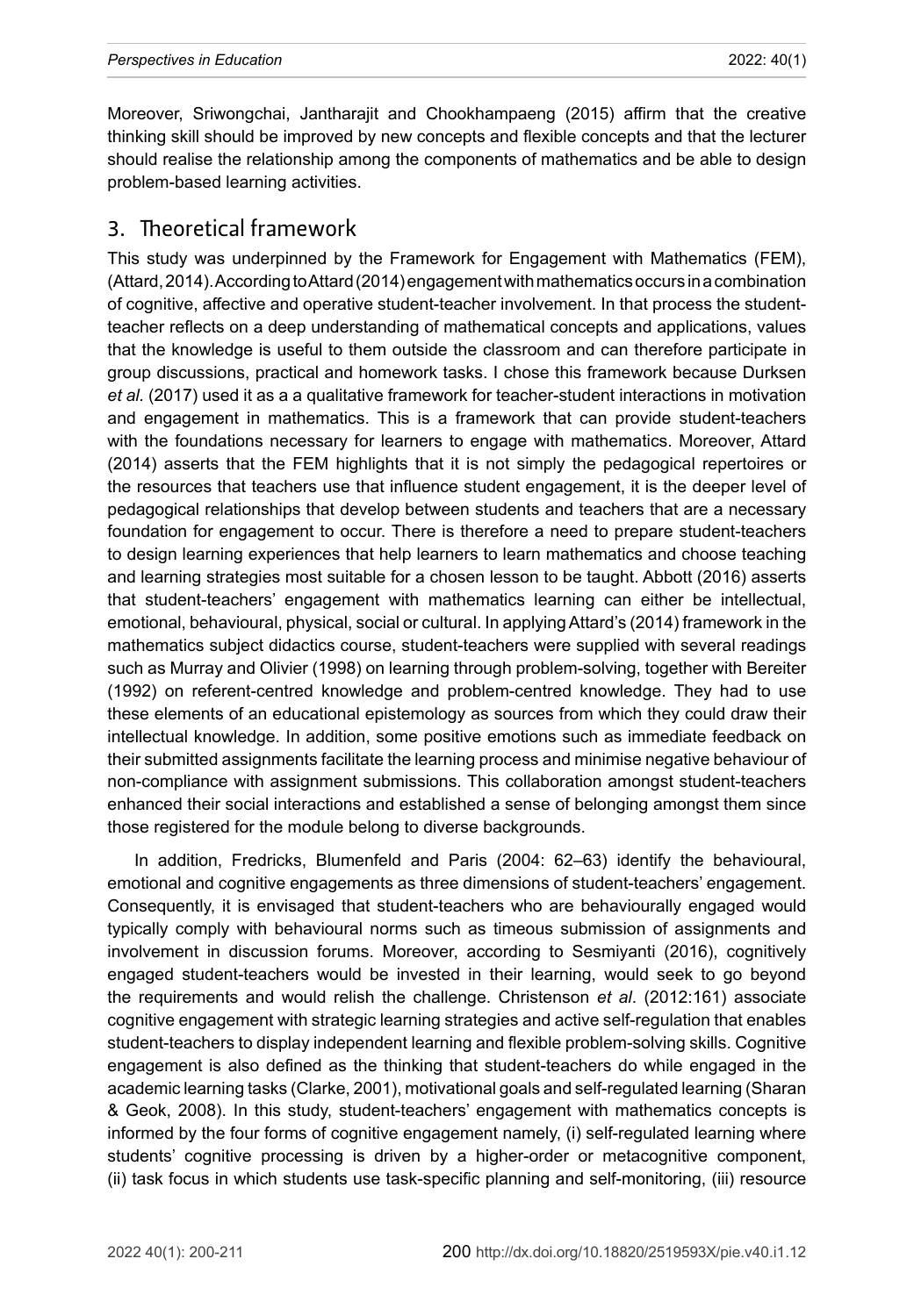Moreover, Sriwongchai, Jantharajit and Chookhampaeng (2015) affirm that the creative thinking skill should be improved by new concepts and flexible concepts and that the lecturer should realise the relationship among the components of mathematics and be able to design problem-based learning activities.

## 3. Theoretical framework

This study was underpinned by the Framework for Engagement with Mathematics (FEM), (Attard, 2014). According to Attard (2014) engagement with mathematics occurs in a combination of cognitive, affective and operative student-teacher involvement. In that process the student-teacher reflects on a deep understanding of mathematical concepts and applications, values that the knowledge is useful to them outside the classroom and can therefore participate in group discussions, practical and homework tasks. I chose this framework because Durksen *et al.* (2017) used it as a a qualitative framework for teacher-student interactions in motivation and engagement in mathematics. This is a framework that can provide student-teachers with the foundations necessary for learners to engage with mathematics. Moreover, Attard (2014) asserts that the FEM highlights that it is not simply the pedagogical repertoires or the resources that teachers use that influence student engagement, it is the deeper level of pedagogical relationships that develop between students and teachers that are a necessary foundation for engagement to occur. There is therefore a need to prepare student-teachers to design learning experiences that help learners to learn mathematics and choose teaching and learning strategies most suitable for a chosen lesson to be taught. Abbott (2016) asserts that student-teachers' engagement with mathematics learning can either be intellectual, emotional, behavioural, physical, social or cultural. In applying Attard's (2014) framework in the mathematics subject didactics course, student-teachers were supplied with several readings such as Murray and Olivier (1998) on learning through problem-solving, together with Bereiter (1992) on referent-centred knowledge and problem-centred knowledge. They had to use these elements of an educational epistemology as sources from which they could draw their intellectual knowledge. In addition, some positive emotions such as immediate feedback on their submitted assignments facilitate the learning process and minimise negative behaviour of non-compliance with assignment submissions. This collaboration amongst student-teachers enhanced their social interactions and established a sense of belonging amongst them since those registered for the module belong to diverse backgrounds.

In addition, Fredricks, Blumenfeld and Paris (2004: 62–63) identify the behavioural, emotional and cognitive engagements as three dimensions of student-teachers' engagement. Consequently, it is envisaged that student-teachers who are behaviourally engaged would typically comply with behavioural norms such as timeous submission of assignments and involvement in discussion forums. Moreover, according to Sesmiyanti (2016), cognitively engaged student-teachers would be invested in their learning, would seek to go beyond the requirements and would relish the challenge. Christenson *et al*. (2012:161) associate cognitive engagement with strategic learning strategies and active self-regulation that enables student-teachers to display independent learning and flexible problem-solving skills. Cognitive engagement is also defined as the thinking that student-teachers do while engaged in the academic learning tasks (Clarke, 2001), motivational goals and self-regulated learning (Sharan & Geok, 2008). In this study, student-teachers' engagement with mathematics concepts is informed by the four forms of cognitive engagement namely, (i) self-regulated learning where students' cognitive processing is driven by a higher-order or metacognitive component, (ii) task focus in which students use task-specific planning and self-monitoring, (iii) resource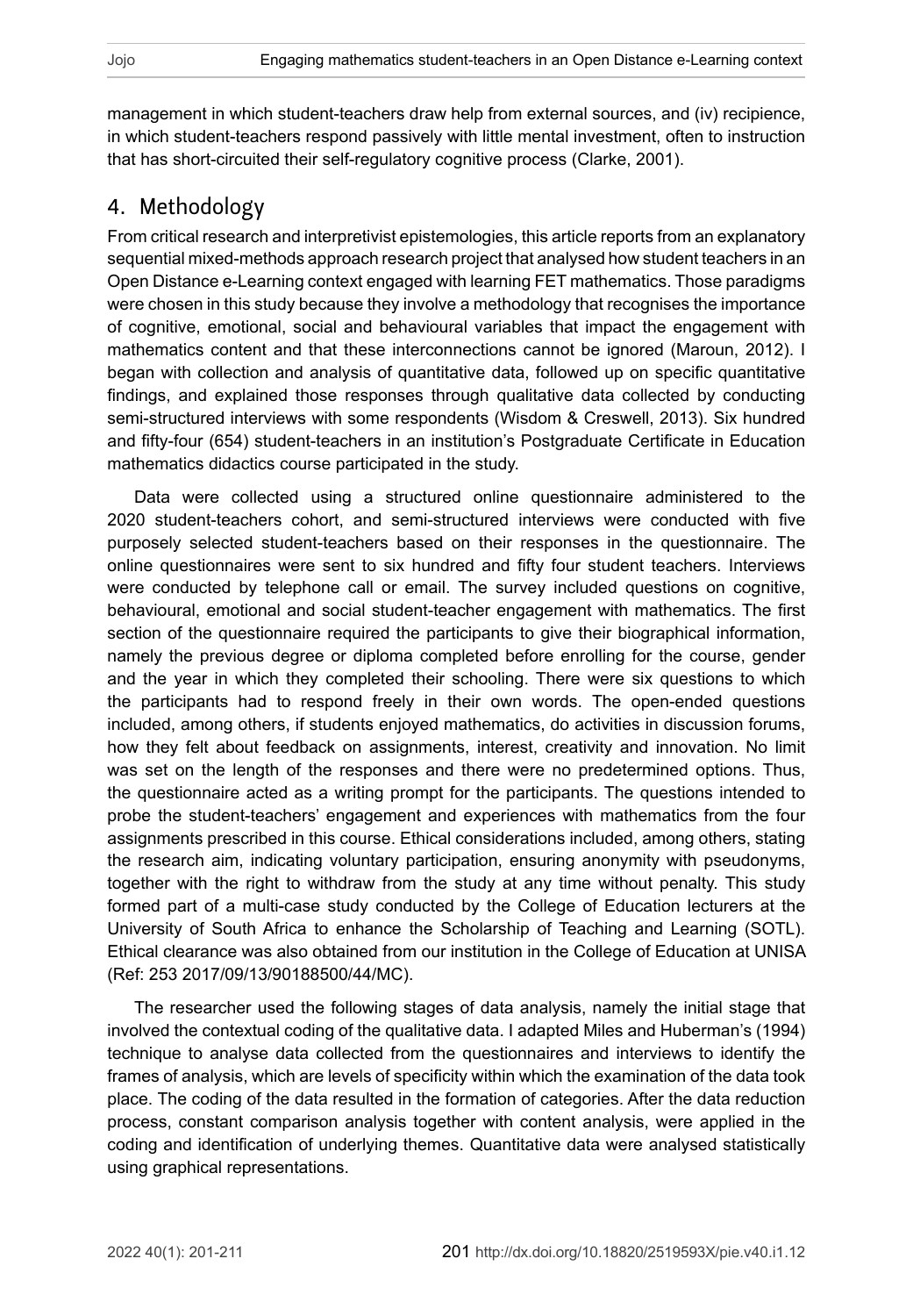management in which student-teachers draw help from external sources, and (iv) recipience, in which student-teachers respond passively with little mental investment, often to instruction that has short-circuited their self-regulatory cognitive process (Clarke, 2001).

## 4. Methodology

From critical research and interpretivist epistemologies, this article reports from an explanatory sequential mixed-methods approach research project that analysed how student teachers in an Open Distance e-Learning context engaged with learning FET mathematics. Those paradigms were chosen in this study because they involve a methodology that recognises the importance of cognitive, emotional, social and behavioural variables that impact the engagement with mathematics content and that these interconnections cannot be ignored (Maroun, 2012). I began with collection and analysis of quantitative data, followed up on specific quantitative findings, and explained those responses through qualitative data collected by conducting semi-structured interviews with some respondents (Wisdom & Creswell, 2013). Six hundred and fifty-four (654) student-teachers in an institution's Postgraduate Certificate in Education mathematics didactics course participated in the study.

Data were collected using a structured online questionnaire administered to the 2020 student-teachers cohort, and semi-structured interviews were conducted with five purposely selected student-teachers based on their responses in the questionnaire. The online questionnaires were sent to six hundred and fifty four student teachers. Interviews were conducted by telephone call or email. The survey included questions on cognitive, behavioural, emotional and social student-teacher engagement with mathematics. The first section of the questionnaire required the participants to give their biographical information, namely the previous degree or diploma completed before enrolling for the course, gender and the year in which they completed their schooling. There were six questions to which the participants had to respond freely in their own words. The open-ended questions included, among others, if students enjoyed mathematics, do activities in discussion forums, how they felt about feedback on assignments, interest, creativity and innovation. No limit was set on the length of the responses and there were no predetermined options. Thus, the questionnaire acted as a writing prompt for the participants. The questions intended to probe the student-teachers' engagement and experiences with mathematics from the four assignments prescribed in this course. Ethical considerations included, among others, stating the research aim, indicating voluntary participation, ensuring anonymity with pseudonyms, together with the right to withdraw from the study at any time without penalty. This study formed part of a multi-case study conducted by the College of Education lecturers at the University of South Africa to enhance the Scholarship of Teaching and Learning (SOTL). Ethical clearance was also obtained from our institution in the College of Education at UNISA (Ref: 253 2017/09/13/90188500/44/MC).

The researcher used the following stages of data analysis, namely the initial stage that involved the contextual coding of the qualitative data. I adapted Miles and Huberman's (1994) technique to analyse data collected from the questionnaires and interviews to identify the frames of analysis, which are levels of specificity within which the examination of the data took place. The coding of the data resulted in the formation of categories. After the data reduction process, constant comparison analysis together with content analysis, were applied in the coding and identification of underlying themes. Quantitative data were analysed statistically using graphical representations.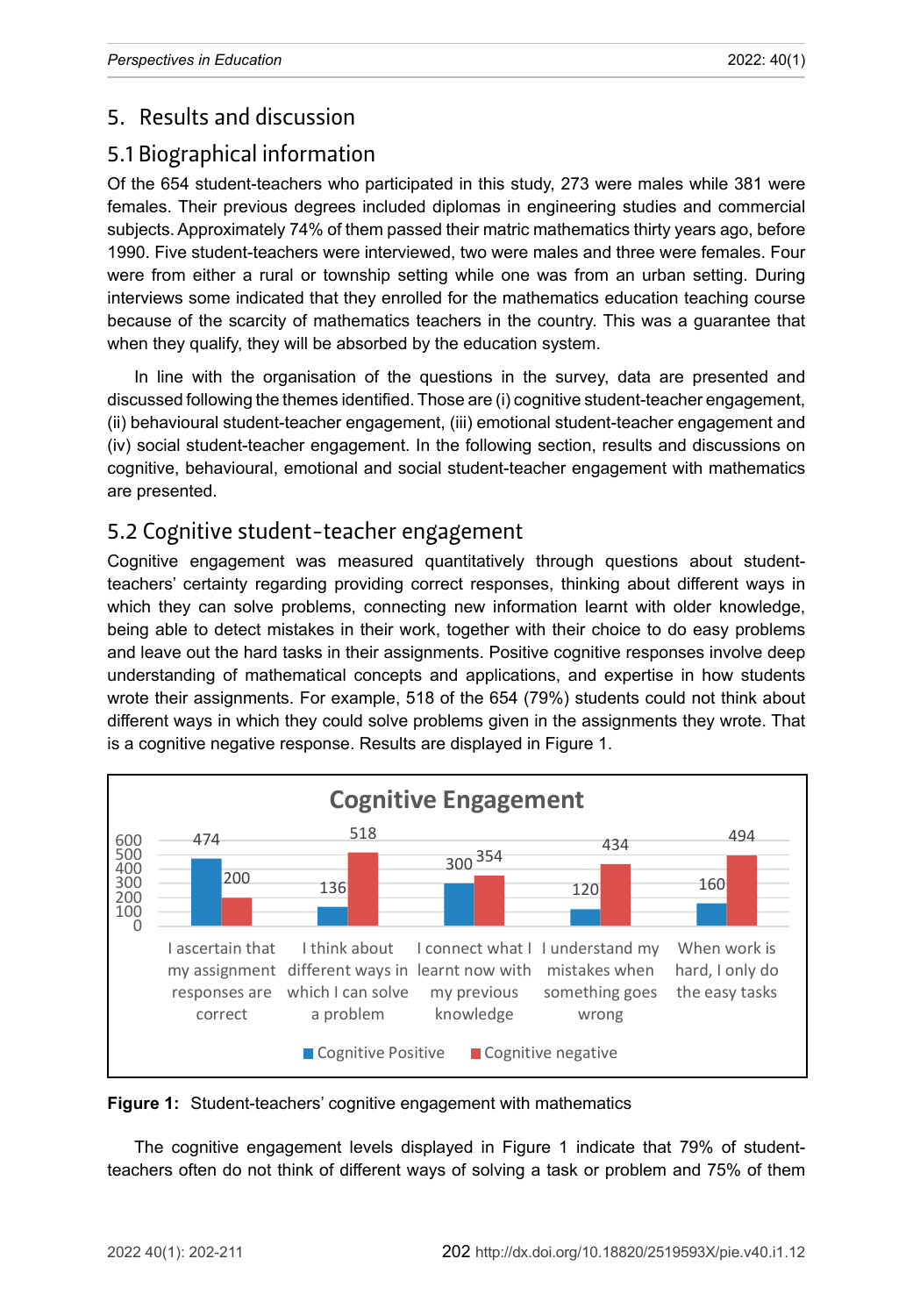## 5. Results and discussion

### 5.1 Biographical information

Of the 654 student-teachers who participated in this study, 273 were males while 381 were females. Their previous degrees included diplomas in engineering studies and commercial subjects. Approximately 74% of them passed their matric mathematics thirty years ago, before 1990. Five student-teachers were interviewed, two were males and three were females. Four were from either a rural or township setting while one was from an urban setting. During interviews some indicated that they enrolled for the mathematics education teaching course because of the scarcity of mathematics teachers in the country. This was a guarantee that when they qualify, they will be absorbed by the education system.

In line with the organisation of the questions in the survey, data are presented and discussed following the themes identified. Those are (i) cognitive student-teacher engagement, (ii) behavioural student-teacher engagement, (iii) emotional student-teacher engagement and (iv) social student-teacher engagement. In the following section, results and discussions on cognitive, behavioural, emotional and social student-teacher engagement with mathematics are presented.

### 5.2 Cognitive student-teacher engagement

Cognitive engagement was measured quantitatively through questions about student-teachers' certainty regarding providing correct responses, thinking about different ways in which they can solve problems, connecting new information learnt with older knowledge, being able to detect mistakes in their work, together with their choice to do easy problems and leave out the hard tasks in their assignments. Positive cognitive responses involve deep understanding of mathematical concepts and applications, and expertise in how students wrote their assignments. For example, 518 of the 654 (79%) students could not think about different ways in which they could solve problems given in the assignments they wrote. That is a cognitive negative response. Results are displayed in Figure 1.

**Cognitive Engagement**

| | Cognitive Positive | Cognitive negative |
|---|---|---|
| I ascertain that my assignment responses are correct | 474 | 200 |
| I think about different ways in which I can solve a problem | 136 | 518 |
| I connect what I learnt now with my previous knowledge | 300 | 354 |
| I understand my mistakes when something goes wrong | 120 | 434 |
| When work is hard, I only do the easy tasks | 160 | 494 |

**Figure 1:** Student-teachers' cognitive engagement with mathematics

The cognitive engagement levels displayed in Figure 1 indicate that 79% of student-teachers often do not think of different ways of solving a task or problem and 75% of them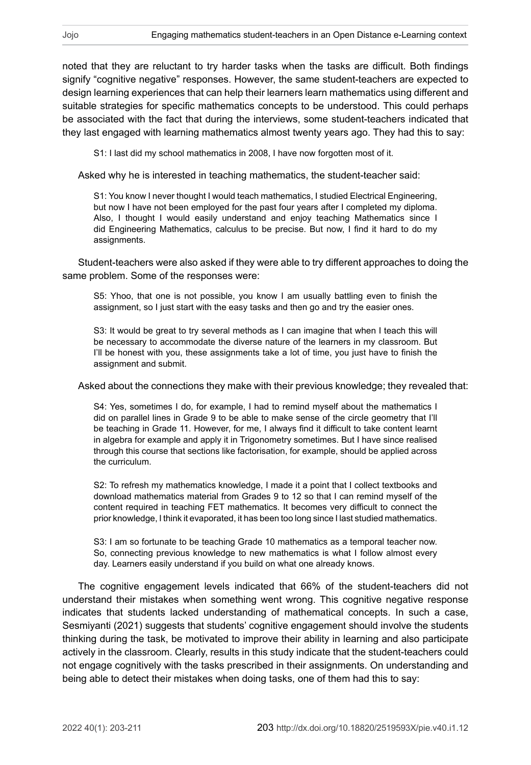noted that they are reluctant to try harder tasks when the tasks are difficult. Both findings signify "cognitive negative" responses. However, the same student-teachers are expected to design learning experiences that can help their learners learn mathematics using different and suitable strategies for specific mathematics concepts to be understood. This could perhaps be associated with the fact that during the interviews, some student-teachers indicated that they last engaged with learning mathematics almost twenty years ago. They had this to say:

> S1: I last did my school mathematics in 2008, I have now forgotten most of it.

Asked why he is interested in teaching mathematics, the student-teacher said:

> S1: You know I never thought I would teach mathematics, I studied Electrical Engineering, but now I have not been employed for the past four years after I completed my diploma. Also, I thought I would easily understand and enjoy teaching Mathematics since I did Engineering Mathematics, calculus to be precise. But now, I find it hard to do my assignments.

Student-teachers were also asked if they were able to try different approaches to doing the same problem. Some of the responses were:

> S5: Yhoo, that one is not possible, you know I am usually battling even to finish the assignment, so I just start with the easy tasks and then go and try the easier ones.

> S3: It would be great to try several methods as I can imagine that when I teach this will be necessary to accommodate the diverse nature of the learners in my classroom. But I'll be honest with you, these assignments take a lot of time, you just have to finish the assignment and submit.

Asked about the connections they make with their previous knowledge; they revealed that:

> S4: Yes, sometimes I do, for example, I had to remind myself about the mathematics I did on parallel lines in Grade 9 to be able to make sense of the circle geometry that I'll be teaching in Grade 11. However, for me, I always find it difficult to take content learnt in algebra for example and apply it in Trigonometry sometimes. But I have since realised through this course that sections like factorisation, for example, should be applied across the curriculum.

> S2: To refresh my mathematics knowledge, I made it a point that I collect textbooks and download mathematics material from Grades 9 to 12 so that I can remind myself of the content required in teaching FET mathematics. It becomes very difficult to connect the prior knowledge, I think it evaporated, it has been too long since I last studied mathematics.

> S3: I am so fortunate to be teaching Grade 10 mathematics as a temporal teacher now. So, connecting previous knowledge to new mathematics is what I follow almost every day. Learners easily understand if you build on what one already knows.

The cognitive engagement levels indicated that 66% of the student-teachers did not understand their mistakes when something went wrong. This cognitive negative response indicates that students lacked understanding of mathematical concepts. In such a case, Sesmiyanti (2021) suggests that students' cognitive engagement should involve the students thinking during the task, be motivated to improve their ability in learning and also participate actively in the classroom. Clearly, results in this study indicate that the student-teachers could not engage cognitively with the tasks prescribed in their assignments. On understanding and being able to detect their mistakes when doing tasks, one of them had this to say: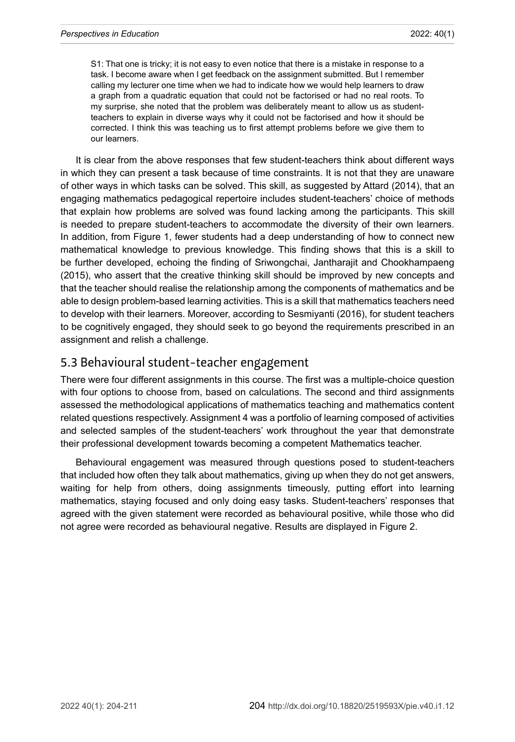> S1: That one is tricky; it is not easy to even notice that there is a mistake in response to a task. I become aware when I get feedback on the assignment submitted. But I remember calling my lecturer one time when we had to indicate how we would help learners to draw a graph from a quadratic equation that could not be factorised or had no real roots. To my surprise, she noted that the problem was deliberately meant to allow us as student-teachers to explain in diverse ways why it could not be factorised and how it should be corrected. I think this was teaching us to first attempt problems before we give them to our learners.

It is clear from the above responses that few student-teachers think about different ways in which they can present a task because of time constraints. It is not that they are unaware of other ways in which tasks can be solved. This skill, as suggested by Attard (2014), that an engaging mathematics pedagogical repertoire includes student-teachers' choice of methods that explain how problems are solved was found lacking among the participants. This skill is needed to prepare student-teachers to accommodate the diversity of their own learners. In addition, from Figure 1, fewer students had a deep understanding of how to connect new mathematical knowledge to previous knowledge. This finding shows that this is a skill to be further developed, echoing the finding of Sriwongchai, Jantharajit and Chookhampaeng (2015), who assert that the creative thinking skill should be improved by new concepts and that the teacher should realise the relationship among the components of mathematics and be able to design problem-based learning activities. This is a skill that mathematics teachers need to develop with their learners. Moreover, according to Sesmiyanti (2016), for student teachers to be cognitively engaged, they should seek to go beyond the requirements prescribed in an assignment and relish a challenge.

## 5.3 Behavioural student-teacher engagement

There were four different assignments in this course. The first was a multiple-choice question with four options to choose from, based on calculations. The second and third assignments assessed the methodological applications of mathematics teaching and mathematics content related questions respectively. Assignment 4 was a portfolio of learning composed of activities and selected samples of the student-teachers' work throughout the year that demonstrate their professional development towards becoming a competent Mathematics teacher.

Behavioural engagement was measured through questions posed to student-teachers that included how often they talk about mathematics, giving up when they do not get answers, waiting for help from others, doing assignments timeously, putting effort into learning mathematics, staying focused and only doing easy tasks. Student-teachers' responses that agreed with the given statement were recorded as behavioural positive, while those who did not agree were recorded as behavioural negative. Results are displayed in Figure 2.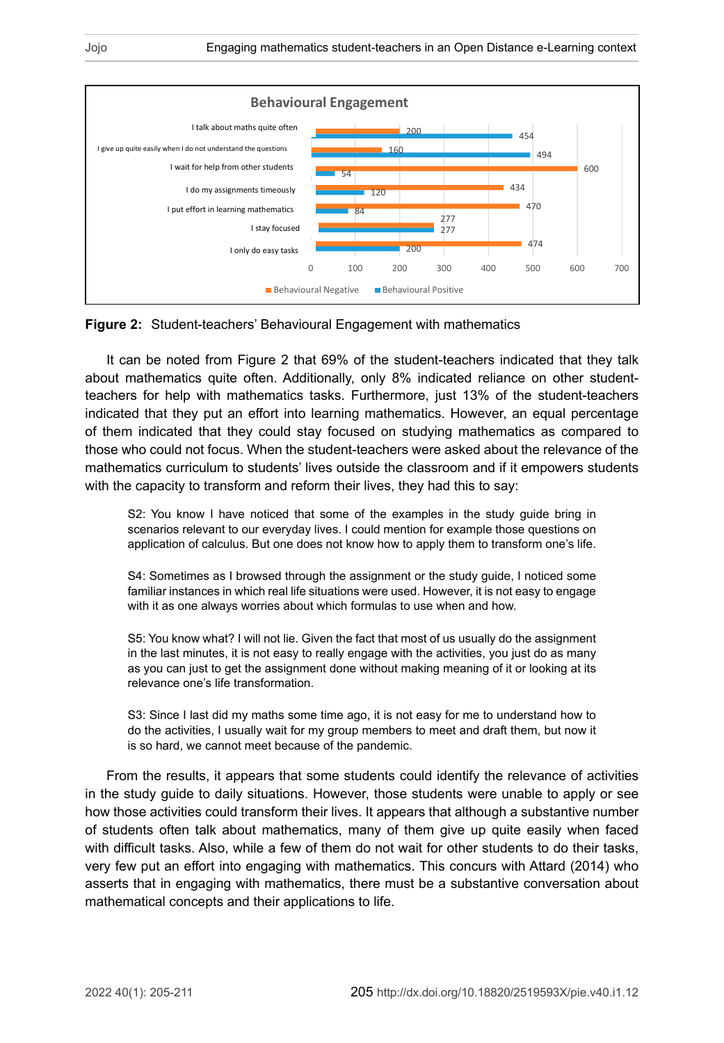**Behavioural Engagement**

| Item | Behavioural Negative | Behavioural Positive |
|---|---|---|
| I talk about maths quite often | 200 | 454 |
| I give up quite easily when I do not understand the questions | 160 | 494 |
| I wait for help from other students | 600 | 54 |
| I do my assignments timeously | 434 | 120 |
| I put effort in learning mathematics | 470 | 84 |
| I stay focused | 277 | 277 |
| I only do easy tasks | 474 | 200 |

**Figure 2:** Student-teachers' Behavioural Engagement with mathematics

It can be noted from Figure 2 that 69% of the student-teachers indicated that they talk about mathematics quite often. Additionally, only 8% indicated reliance on other student-teachers for help with mathematics tasks. Furthermore, just 13% of the student-teachers indicated that they put an effort into learning mathematics. However, an equal percentage of them indicated that they could stay focused on studying mathematics as compared to those who could not focus. When the student-teachers were asked about the relevance of the mathematics curriculum to students' lives outside the classroom and if it empowers students with the capacity to transform and reform their lives, they had this to say:

> S2: You know I have noticed that some of the examples in the study guide bring in scenarios relevant to our everyday lives. I could mention for example those questions on application of calculus. But one does not know how to apply them to transform one's life.

> S4: Sometimes as I browsed through the assignment or the study guide, I noticed some familiar instances in which real life situations were used. However, it is not easy to engage with it as one always worries about which formulas to use when and how.

> S5: You know what? I will not lie. Given the fact that most of us usually do the assignment in the last minutes, it is not easy to really engage with the activities, you just do as many as you can just to get the assignment done without making meaning of it or looking at its relevance one's life transformation.

> S3: Since I last did my maths some time ago, it is not easy for me to understand how to do the activities, I usually wait for my group members to meet and draft them, but now it is so hard, we cannot meet because of the pandemic.

From the results, it appears that some students could identify the relevance of activities in the study guide to daily situations. However, those students were unable to apply or see how those activities could transform their lives. It appears that although a substantive number of students often talk about mathematics, many of them give up quite easily when faced with difficult tasks. Also, while a few of them do not wait for other students to do their tasks, very few put an effort into engaging with mathematics. This concurs with Attard (2014) who asserts that in engaging with mathematics, there must be a substantive conversation about mathematical concepts and their applications to life.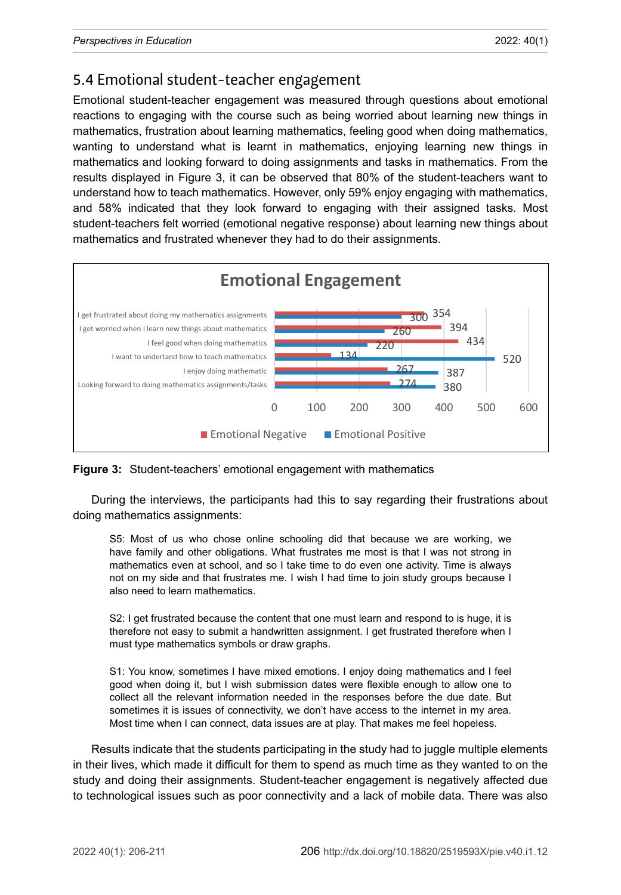## 5.4 Emotional student-teacher engagement

Emotional student-teacher engagement was measured through questions about emotional reactions to engaging with the course such as being worried about learning new things in mathematics, frustration about learning mathematics, feeling good when doing mathematics, wanting to understand what is learnt in mathematics, enjoying learning new things in mathematics and looking forward to doing assignments and tasks in mathematics. From the results displayed in Figure 3, it can be observed that 80% of the student-teachers want to understand how to teach mathematics. However, only 59% enjoy engaging with mathematics, and 58% indicated that they look forward to engaging with their assigned tasks. Most student-teachers felt worried (emotional negative response) about learning new things about mathematics and frustrated whenever they had to do their assignments.

**Emotional Engagement**

| | Emotional Negative | Emotional Positive |
|---|---|---|
| I get frustrated about doing my mathematics assignments | 354 | 300 |
| I get worried when I learn new things about mathematics | 394 | 260 |
| I feel good when doing mathematics | 434 | 220 |
| I want to undertand how to teach mathematics | 134 | 520 |
| I enjoy doing mathematic | 267 | 387 |
| Looking forward to doing mathematics assignments/tasks | 274 | 380 |

**Figure 3:** Student-teachers' emotional engagement with mathematics

During the interviews, the participants had this to say regarding their frustrations about doing mathematics assignments:

> S5: Most of us who chose online schooling did that because we are working, we have family and other obligations. What frustrates me most is that I was not strong in mathematics even at school, and so I take time to do even one activity. Time is always not on my side and that frustrates me. I wish I had time to join study groups because I also need to learn mathematics.

> S2: I get frustrated because the content that one must learn and respond to is huge, it is therefore not easy to submit a handwritten assignment. I get frustrated therefore when I must type mathematics symbols or draw graphs.

> S1: You know, sometimes I have mixed emotions. I enjoy doing mathematics and I feel good when doing it, but I wish submission dates were flexible enough to allow one to collect all the relevant information needed in the responses before the due date. But sometimes it is issues of connectivity, we don't have access to the internet in my area. Most time when I can connect, data issues are at play. That makes me feel hopeless.

Results indicate that the students participating in the study had to juggle multiple elements in their lives, which made it difficult for them to spend as much time as they wanted to on the study and doing their assignments. Student-teacher engagement is negatively affected due to technological issues such as poor connectivity and a lack of mobile data. There was also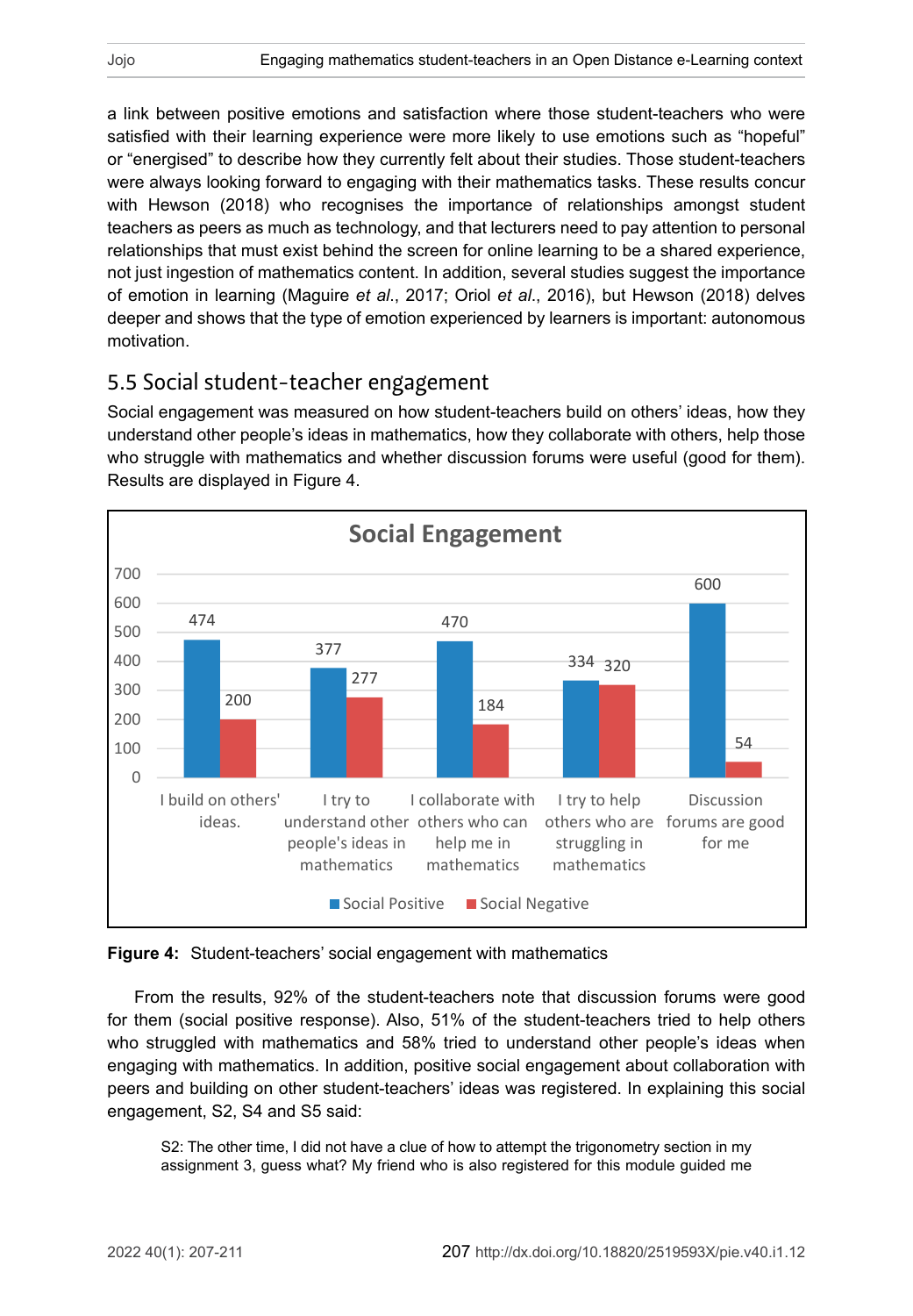a link between positive emotions and satisfaction where those student-teachers who were satisfied with their learning experience were more likely to use emotions such as "hopeful" or "energised" to describe how they currently felt about their studies. Those student-teachers were always looking forward to engaging with their mathematics tasks. These results concur with Hewson (2018) who recognises the importance of relationships amongst student teachers as peers as much as technology, and that lecturers need to pay attention to personal relationships that must exist behind the screen for online learning to be a shared experience, not just ingestion of mathematics content. In addition, several studies suggest the importance of emotion in learning (Maguire *et al*., 2017; Oriol *et al*., 2016), but Hewson (2018) delves deeper and shows that the type of emotion experienced by learners is important: autonomous motivation.

## 5.5 Social student-teacher engagement

Social engagement was measured on how student-teachers build on others' ideas, how they understand other people's ideas in mathematics, how they collaborate with others, help those who struggle with mathematics and whether discussion forums were useful (good for them). Results are displayed in Figure 4.

**Social Engagement**

| | Social Positive | Social Negative |
|---|---|---|
| I build on others' ideas. | 474 | 200 |
| I try to understand other people's ideas in mathematics | 377 | 277 |
| I collaborate with others who can help me in mathematics | 470 | 184 |
| I try to help others who are struggling in mathematics | 334 | 320 |
| Discussion forums are good for me | 600 | 54 |

**Figure 4:** Student-teachers' social engagement with mathematics

From the results, 92% of the student-teachers note that discussion forums were good for them (social positive response). Also, 51% of the student-teachers tried to help others who struggled with mathematics and 58% tried to understand other people's ideas when engaging with mathematics. In addition, positive social engagement about collaboration with peers and building on other student-teachers' ideas was registered. In explaining this social engagement, S2, S4 and S5 said:

> S2: The other time, I did not have a clue of how to attempt the trigonometry section in my assignment 3, guess what? My friend who is also registered for this module guided me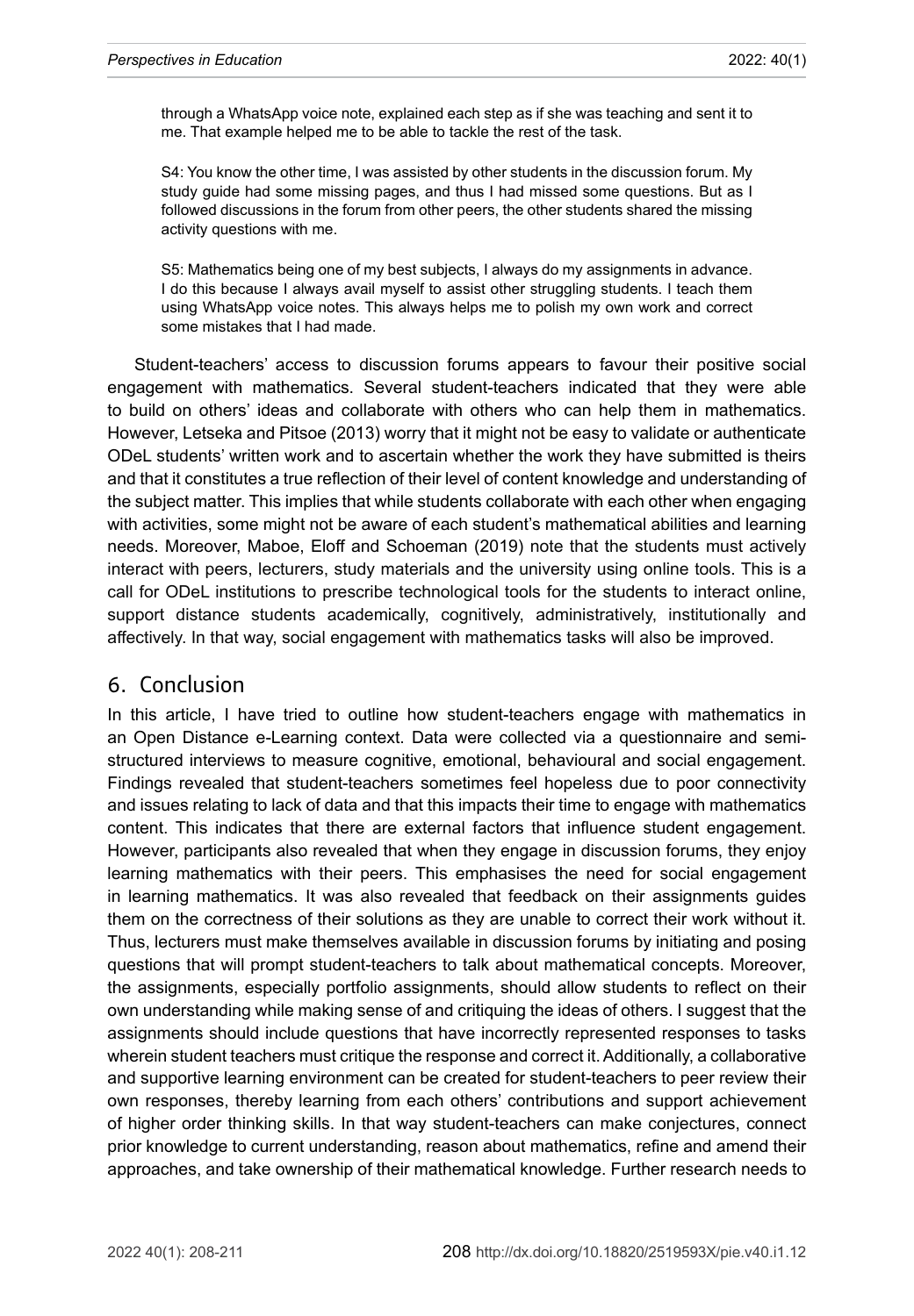through a WhatsApp voice note, explained each step as if she was teaching and sent it to me. That example helped me to be able to tackle the rest of the task.

S4: You know the other time, I was assisted by other students in the discussion forum. My study guide had some missing pages, and thus I had missed some questions. But as I followed discussions in the forum from other peers, the other students shared the missing activity questions with me.

S5: Mathematics being one of my best subjects, I always do my assignments in advance. I do this because I always avail myself to assist other struggling students. I teach them using WhatsApp voice notes. This always helps me to polish my own work and correct some mistakes that I had made.

Student-teachers' access to discussion forums appears to favour their positive social engagement with mathematics. Several student-teachers indicated that they were able to build on others' ideas and collaborate with others who can help them in mathematics. However, Letseka and Pitsoe (2013) worry that it might not be easy to validate or authenticate ODeL students' written work and to ascertain whether the work they have submitted is theirs and that it constitutes a true reflection of their level of content knowledge and understanding of the subject matter. This implies that while students collaborate with each other when engaging with activities, some might not be aware of each student's mathematical abilities and learning needs. Moreover, Maboe, Eloff and Schoeman (2019) note that the students must actively interact with peers, lecturers, study materials and the university using online tools. This is a call for ODeL institutions to prescribe technological tools for the students to interact online, support distance students academically, cognitively, administratively, institutionally and affectively. In that way, social engagement with mathematics tasks will also be improved.

## 6. Conclusion

In this article, I have tried to outline how student-teachers engage with mathematics in an Open Distance e-Learning context. Data were collected via a questionnaire and semi-structured interviews to measure cognitive, emotional, behavioural and social engagement. Findings revealed that student-teachers sometimes feel hopeless due to poor connectivity and issues relating to lack of data and that this impacts their time to engage with mathematics content. This indicates that there are external factors that influence student engagement. However, participants also revealed that when they engage in discussion forums, they enjoy learning mathematics with their peers. This emphasises the need for social engagement in learning mathematics. It was also revealed that feedback on their assignments guides them on the correctness of their solutions as they are unable to correct their work without it. Thus, lecturers must make themselves available in discussion forums by initiating and posing questions that will prompt student-teachers to talk about mathematical concepts. Moreover, the assignments, especially portfolio assignments, should allow students to reflect on their own understanding while making sense of and critiquing the ideas of others. I suggest that the assignments should include questions that have incorrectly represented responses to tasks wherein student teachers must critique the response and correct it. Additionally, a collaborative and supportive learning environment can be created for student-teachers to peer review their own responses, thereby learning from each others' contributions and support achievement of higher order thinking skills. In that way student-teachers can make conjectures, connect prior knowledge to current understanding, reason about mathematics, refine and amend their approaches, and take ownership of their mathematical knowledge. Further research needs to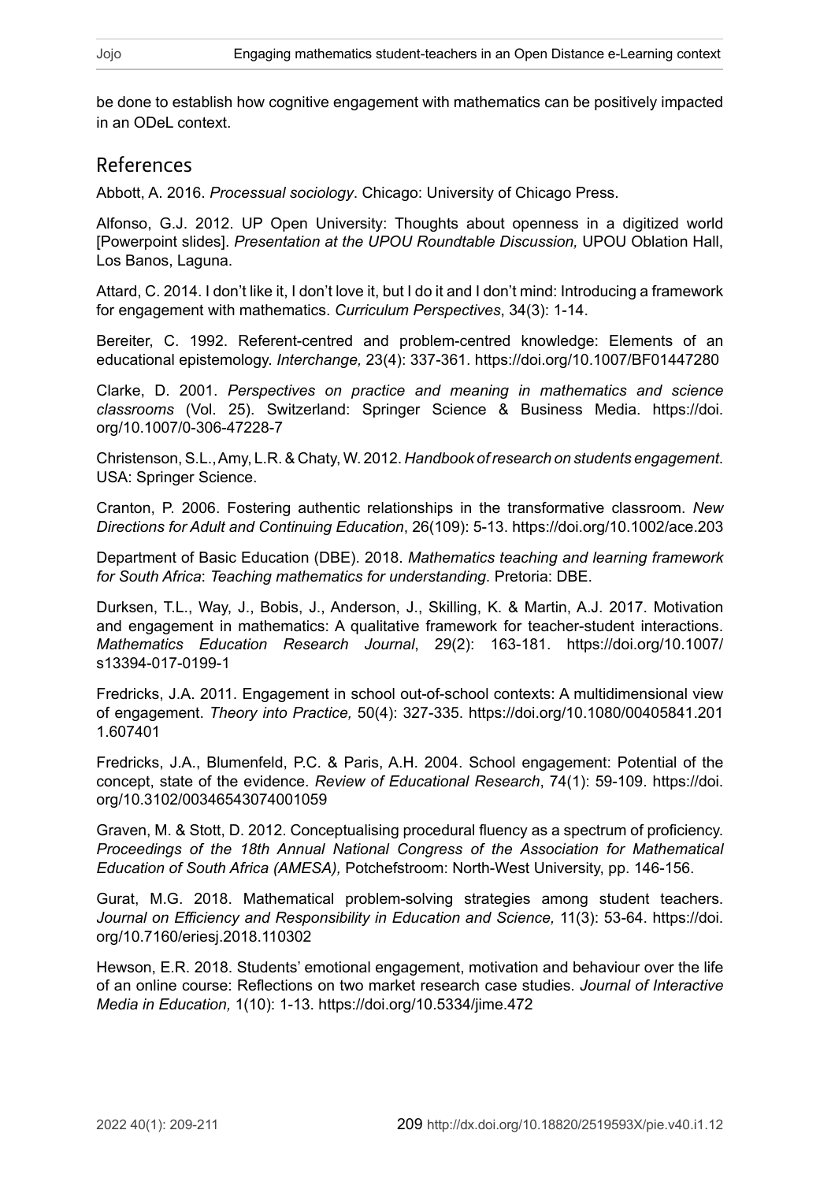be done to establish how cognitive engagement with mathematics can be positively impacted in an ODeL context.

## References

Abbott, A. 2016. *Processual sociology*. Chicago: University of Chicago Press.

Alfonso, G.J. 2012. UP Open University: Thoughts about openness in a digitized world [Powerpoint slides]. *Presentation at the UPOU Roundtable Discussion,* UPOU Oblation Hall, Los Banos, Laguna.

Attard, C. 2014. I don't like it, I don't love it, but I do it and I don't mind: Introducing a framework for engagement with mathematics. *Curriculum Perspectives*, 34(3): 1-14.

Bereiter, C. 1992. Referent-centred and problem-centred knowledge: Elements of an educational epistemology. *Interchange,* 23(4): 337-361. https://doi.org/10.1007/BF01447280

Clarke, D. 2001. *Perspectives on practice and meaning in mathematics and science classrooms* (Vol. 25). Switzerland: Springer Science & Business Media. https://doi.org/10.1007/0-306-47228-7

Christenson, S.L., Amy, L.R. & Chaty, W. 2012. *Handbook of research on students engagement*. USA: Springer Science.

Cranton, P. 2006. Fostering authentic relationships in the transformative classroom. *New Directions for Adult and Continuing Education*, 26(109): 5-13. https://doi.org/10.1002/ace.203

Department of Basic Education (DBE). 2018. *Mathematics teaching and learning framework for South Africa*: *Teaching mathematics for understanding*. Pretoria: DBE.

Durksen, T.L., Way, J., Bobis, J., Anderson, J., Skilling, K. & Martin, A.J. 2017. Motivation and engagement in mathematics: A qualitative framework for teacher-student interactions. *Mathematics Education Research Journal*, 29(2): 163-181. https://doi.org/10.1007/s13394-017-0199-1

Fredricks, J.A. 2011. Engagement in school out-of-school contexts: A multidimensional view of engagement. *Theory into Practice,* 50(4): 327-335. https://doi.org/10.1080/00405841.2011.607401

Fredricks, J.A., Blumenfeld, P.C. & Paris, A.H. 2004. School engagement: Potential of the concept, state of the evidence. *Review of Educational Research*, 74(1): 59-109. https://doi.org/10.3102/00346543074001059

Graven, M. & Stott, D. 2012. Conceptualising procedural fluency as a spectrum of proficiency. *Proceedings of the 18th Annual National Congress of the Association for Mathematical Education of South Africa (AMESA),* Potchefstroom: North-West University, pp. 146-156.

Gurat, M.G. 2018. Mathematical problem-solving strategies among student teachers. *Journal on Efficiency and Responsibility in Education and Science,* 11(3): 53-64. https://doi.org/10.7160/eriesj.2018.110302

Hewson, E.R. 2018. Students' emotional engagement, motivation and behaviour over the life of an online course: Reflections on two market research case studies. *Journal of Interactive Media in Education,* 1(10): 1-13. https://doi.org/10.5334/jime.472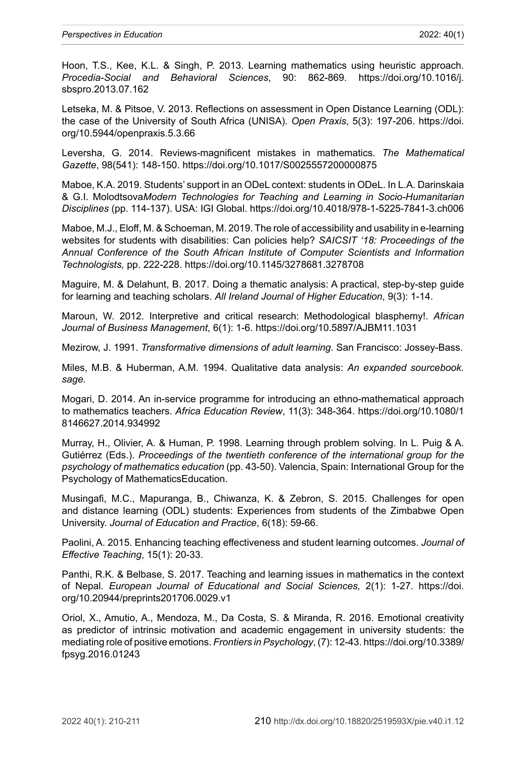Hoon, T.S., Kee, K.L. & Singh, P. 2013. Learning mathematics using heuristic approach. *Procedia-Social and Behavioral Sciences*, 90: 862-869. https://doi.org/10.1016/j.sbspro.2013.07.162

Letseka, M. & Pitsoe, V. 2013. Reflections on assessment in Open Distance Learning (ODL): the case of the University of South Africa (UNISA). *Open Praxis*, 5(3): 197-206. https://doi.org/10.5944/openpraxis.5.3.66

Leversha, G. 2014. Reviews-magnificent mistakes in mathematics. *The Mathematical Gazette*, 98(541): 148-150. https://doi.org/10.1017/S0025557200000875

Maboe, K.A. 2019. Students' support in an ODeL context: students in ODeL. In L.A. Darinskaia & G.I. Molodtsova*Modern Technologies for Teaching and Learning in Socio-Humanitarian Disciplines* (pp. 114-137). USA: IGI Global. https://doi.org/10.4018/978-1-5225-7841-3.ch006

Maboe, M.J., Eloff, M. & Schoeman, M. 2019. The role of accessibility and usability in e-learning websites for students with disabilities: Can policies help? *SAICSIT '18: Proceedings of the Annual Conference of the South African Institute of Computer Scientists and Information Technologists,* pp. 222-228. https://doi.org/10.1145/3278681.3278708

Maguire, M. & Delahunt, B. 2017. Doing a thematic analysis: A practical, step-by-step guide for learning and teaching scholars. *All Ireland Journal of Higher Education*, 9(3): 1-14.

Maroun, W. 2012. Interpretive and critical research: Methodological blasphemy!. *African Journal of Business Management*, 6(1): 1-6. https://doi.org/10.5897/AJBM11.1031

Mezirow, J. 1991. *Transformative dimensions of adult learning*. San Francisco: Jossey-Bass.

Miles, M.B. & Huberman, A.M. 1994. Qualitative data analysis: *An expanded sourcebook. sage.*

Mogari, D. 2014. An in-service programme for introducing an ethno-mathematical approach to mathematics teachers. *Africa Education Review*, 11(3): 348-364. https://doi.org/10.1080/18146627.2014.934992

Murray, H., Olivier, A. & Human, P. 1998. Learning through problem solving. In L. Puig & A. Gutiérrez (Eds.). *Proceedings of the twentieth conference of the international group for the psychology of mathematics education* (pp. 43-50). Valencia, Spain: International Group for the Psychology of MathematicsEducation.

Musingafi, M.C., Mapuranga, B., Chiwanza, K. & Zebron, S. 2015. Challenges for open and distance learning (ODL) students: Experiences from students of the Zimbabwe Open University. *Journal of Education and Practice*, 6(18): 59-66.

Paolini, A. 2015. Enhancing teaching effectiveness and student learning outcomes. *Journal of Effective Teaching*, 15(1): 20-33.

Panthi, R.K. & Belbase, S. 2017. Teaching and learning issues in mathematics in the context of Nepal. *European Journal of Educational and Social Sciences,* 2(1): 1-27. https://doi.org/10.20944/preprints201706.0029.v1

Oriol, X., Amutio, A., Mendoza, M., Da Costa, S. & Miranda, R. 2016. Emotional creativity as predictor of intrinsic motivation and academic engagement in university students: the mediating role of positive emotions. *Frontiers in Psychology*, (7): 12-43. https://doi.org/10.3389/fpsyg.2016.01243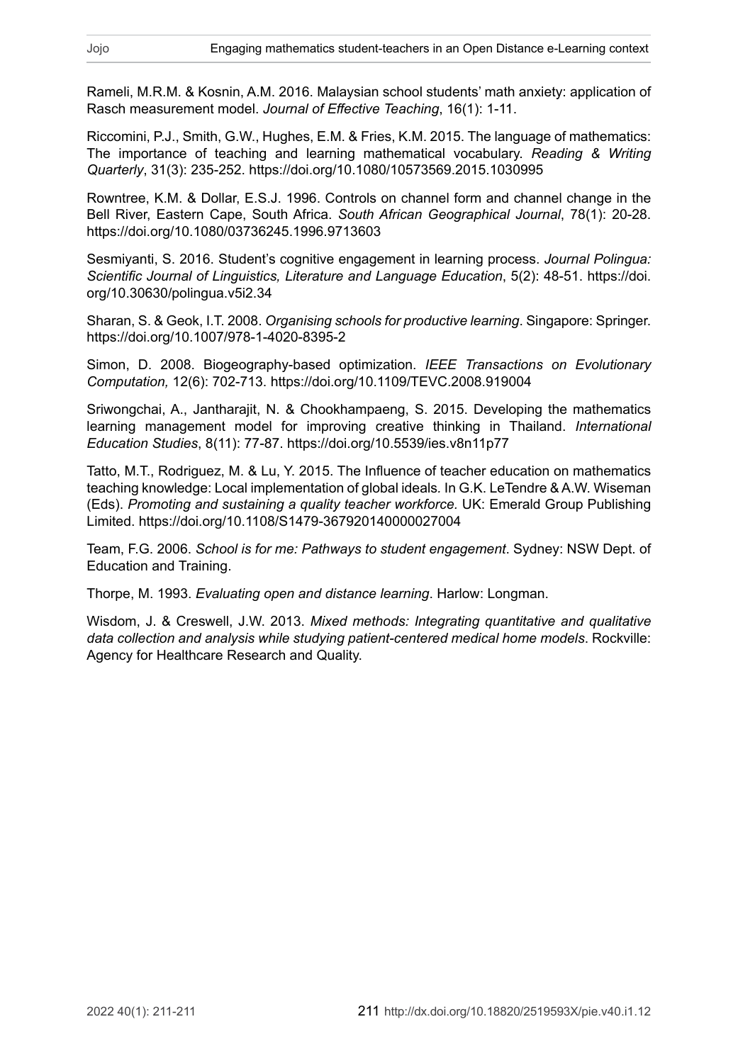Rameli, M.R.M. & Kosnin, A.M. 2016. Malaysian school students' math anxiety: application of Rasch measurement model. *Journal of Effective Teaching*, 16(1): 1-11.

Riccomini, P.J., Smith, G.W., Hughes, E.M. & Fries, K.M. 2015. The language of mathematics: The importance of teaching and learning mathematical vocabulary. *Reading & Writing Quarterly*, 31(3): 235-252. https://doi.org/10.1080/10573569.2015.1030995

Rowntree, K.M. & Dollar, E.S.J. 1996. Controls on channel form and channel change in the Bell River, Eastern Cape, South Africa. *South African Geographical Journal*, 78(1): 20-28. https://doi.org/10.1080/03736245.1996.9713603

Sesmiyanti, S. 2016. Student's cognitive engagement in learning process. *Journal Polingua: Scientific Journal of Linguistics, Literature and Language Education*, 5(2): 48-51. https://doi.org/10.30630/polingua.v5i2.34

Sharan, S. & Geok, I.T. 2008. *Organising schools for productive learning*. Singapore: Springer. https://doi.org/10.1007/978-1-4020-8395-2

Simon, D. 2008. Biogeography-based optimization. *IEEE Transactions on Evolutionary Computation,* 12(6): 702-713. https://doi.org/10.1109/TEVC.2008.919004

Sriwongchai, A., Jantharajit, N. & Chookhampaeng, S. 2015. Developing the mathematics learning management model for improving creative thinking in Thailand. *International Education Studies*, 8(11): 77-87. https://doi.org/10.5539/ies.v8n11p77

Tatto, M.T., Rodriguez, M. & Lu, Y. 2015. The Influence of teacher education on mathematics teaching knowledge: Local implementation of global ideals. In G.K. LeTendre & A.W. Wiseman (Eds). *Promoting and sustaining a quality teacher workforce.* UK: Emerald Group Publishing Limited. https://doi.org/10.1108/S1479-367920140000027004

Team, F.G. 2006. *School is for me: Pathways to student engagement*. Sydney: NSW Dept. of Education and Training.

Thorpe, M. 1993. *Evaluating open and distance learning*. Harlow: Longman.

Wisdom, J. & Creswell, J.W. 2013. *Mixed methods: Integrating quantitative and qualitative data collection and analysis while studying patient-centered medical home models*. Rockville: Agency for Healthcare Research and Quality.